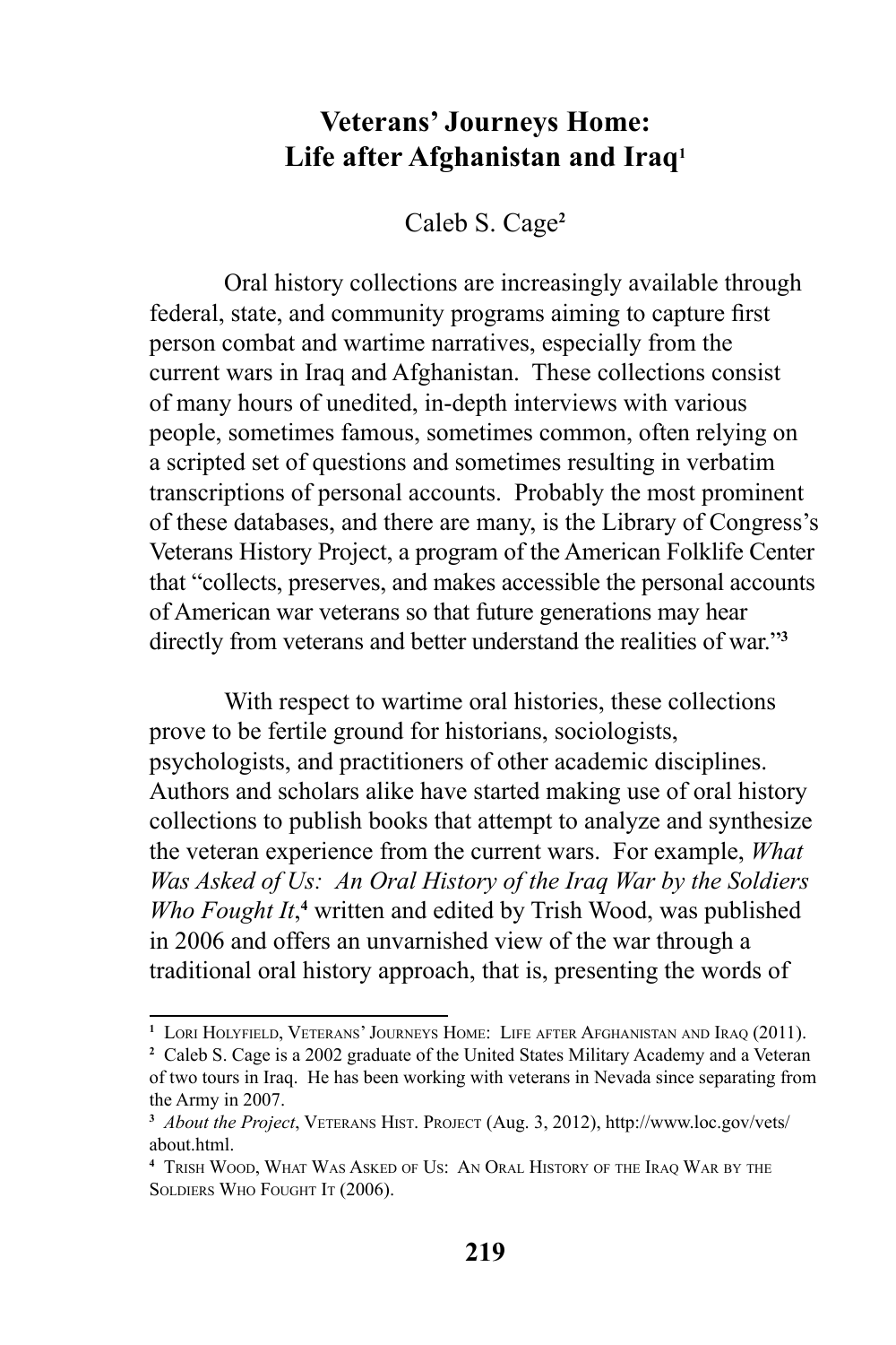# Veterans' Journeys Home: Life after Afghanistan and Iraq[1]

Caleb S. Cage[2]

Oral history collections are increasingly available through federal, state, and community programs aiming to capture first person combat and wartime narratives, especially from the current wars in Iraq and Afghanistan. These collections consist of many hours of unedited, in-depth interviews with various people, sometimes famous, sometimes common, often relying on a scripted set of questions and sometimes resulting in verbatim transcriptions of personal accounts. Probably the most prominent of these databases, and there are many, is the Library of Congress's Veterans History Project, a program of the American Folklife Center that "collects, preserves, and makes accessible the personal accounts of American war veterans so that future generations may hear directly from veterans and better understand the realities of war."[3]

With respect to wartime oral histories, these collections prove to be fertile ground for historians, sociologists, psychologists, and practitioners of other academic disciplines. Authors and scholars alike have started making use of oral history collections to publish books that attempt to analyze and synthesize the veteran experience from the current wars. For example, *What Was Asked of Us: An Oral History of the Iraq War by the Soldiers Who Fought It*,[4] written and edited by Trish Wood, was published in 2006 and offers an unvarnished view of the war through a traditional oral history approach, that is, presenting the words of

---

[1] Lori Holyfield, Veterans' Journeys Home: Life after Afghanistan and Iraq (2011).

[2] Caleb S. Cage is a 2002 graduate of the United States Military Academy and a Veteran of two tours in Iraq. He has been working with veterans in Nevada since separating from the Army in 2007.

[3] *About the Project*, Veterans Hist. Project (Aug. 3, 2012), http://www.loc.gov/vets/about.html.

[4] Trish Wood, What Was Asked of Us: An Oral History of the Iraq War by the Soldiers Who Fought It (2006).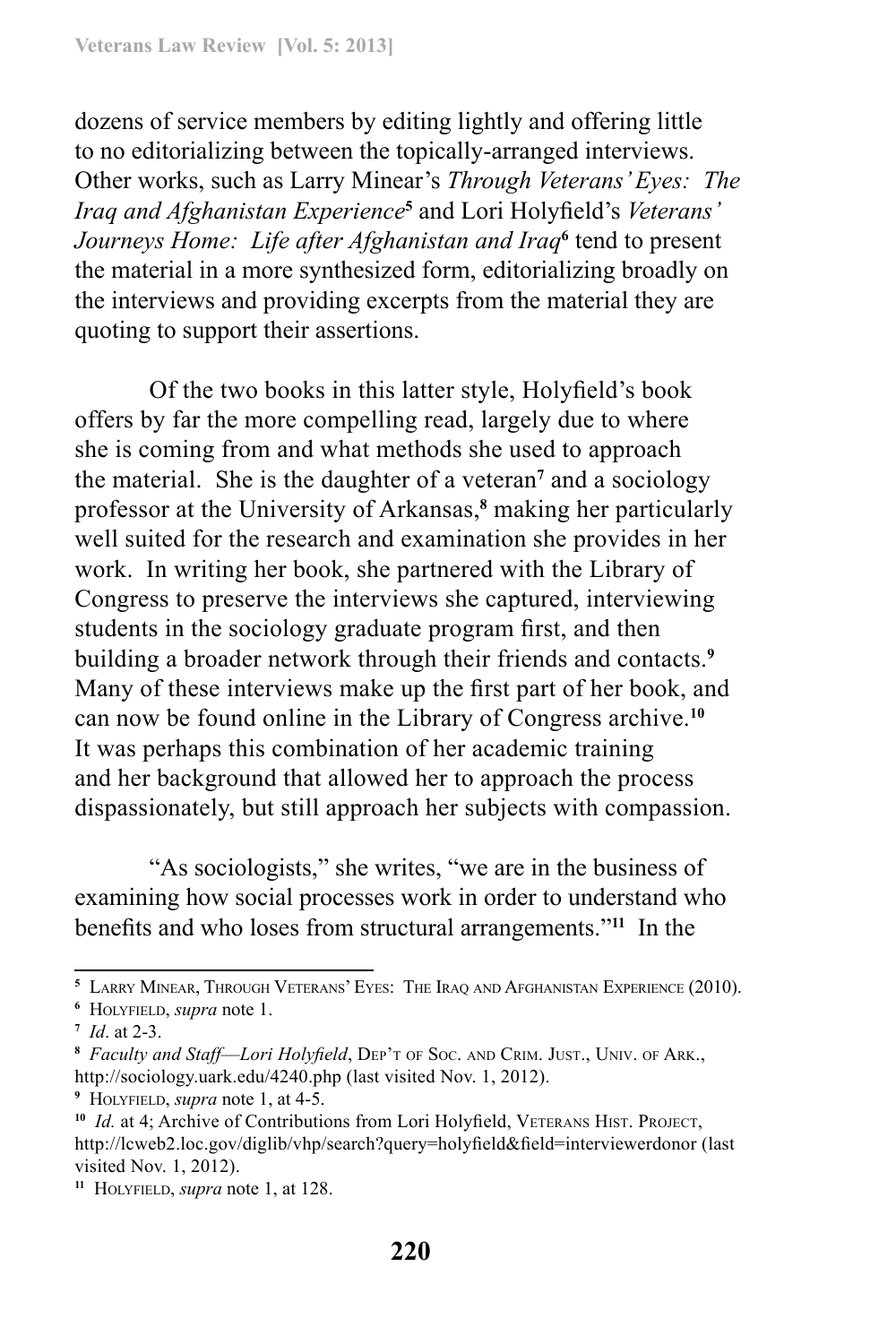dozens of service members by editing lightly and offering little to no editorializing between the topically-arranged interviews. Other works, such as Larry Minear's *Through Veterans' Eyes: The Iraq and Afghanistan Experience*[5] and Lori Holyfield's *Veterans' Journeys Home: Life after Afghanistan and Iraq*[6] tend to present the material in a more synthesized form, editorializing broadly on the interviews and providing excerpts from the material they are quoting to support their assertions.

Of the two books in this latter style, Holyfield's book offers by far the more compelling read, largely due to where she is coming from and what methods she used to approach the material. She is the daughter of a veteran[7] and a sociology professor at the University of Arkansas,[8] making her particularly well suited for the research and examination she provides in her work. In writing her book, she partnered with the Library of Congress to preserve the interviews she captured, interviewing students in the sociology graduate program first, and then building a broader network through their friends and contacts.[9] Many of these interviews make up the first part of her book, and can now be found online in the Library of Congress archive.[10] It was perhaps this combination of her academic training and her background that allowed her to approach the process dispassionately, but still approach her subjects with compassion.

"As sociologists," she writes, "we are in the business of examining how social processes work in order to understand who benefits and who loses from structural arrangements."[11] In the

---

[5] Larry Minear, Through Veterans' Eyes: The Iraq and Afghanistan Experience (2010).

[6] Holyfield, *supra* note 1.

[7] *Id*. at 2-3.

[8] *Faculty and Staff—Lori Holyfield*, Dep't of Soc. and Crim. Just., Univ. of Ark., http://sociology.uark.edu/4240.php (last visited Nov. 1, 2012).

[9] Holyfield, *supra* note 1, at 4-5.

[10] *Id.* at 4; Archive of Contributions from Lori Holyfield, Veterans Hist. Project, http://lcweb2.loc.gov/diglib/vhp/search?query=holyfield&field=interviewerdonor (last visited Nov. 1, 2012).

[11] Holyfield, *supra* note 1, at 128.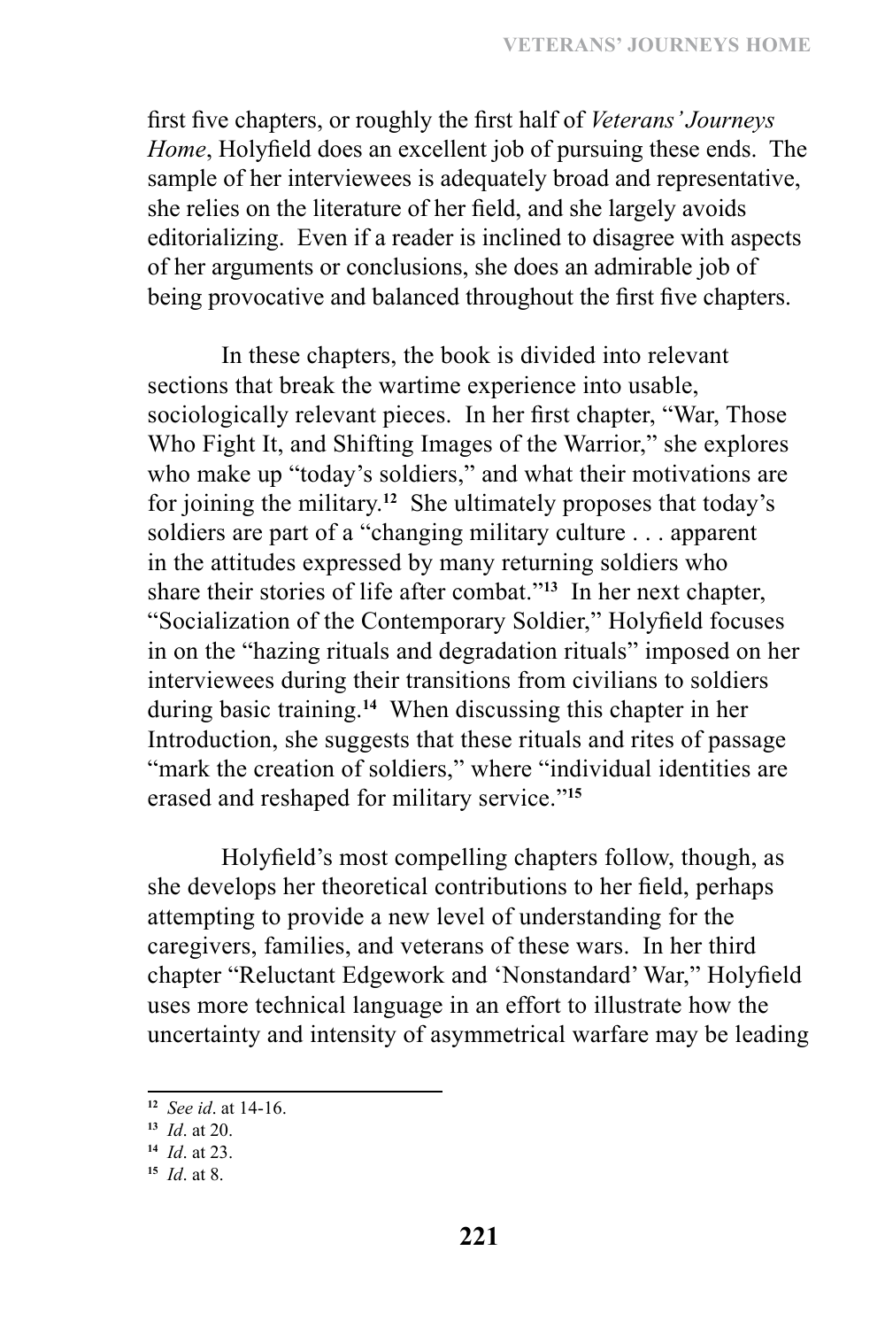first five chapters, or roughly the first half of *Veterans' Journeys Home*, Holyfield does an excellent job of pursuing these ends. The sample of her interviewees is adequately broad and representative, she relies on the literature of her field, and she largely avoids editorializing. Even if a reader is inclined to disagree with aspects of her arguments or conclusions, she does an admirable job of being provocative and balanced throughout the first five chapters.

In these chapters, the book is divided into relevant sections that break the wartime experience into usable, sociologically relevant pieces. In her first chapter, "War, Those Who Fight It, and Shifting Images of the Warrior," she explores who make up "today's soldiers," and what their motivations are for joining the military.[12] She ultimately proposes that today's soldiers are part of a "changing military culture . . . apparent in the attitudes expressed by many returning soldiers who share their stories of life after combat."[13] In her next chapter, "Socialization of the Contemporary Soldier," Holyfield focuses in on the "hazing rituals and degradation rituals" imposed on her interviewees during their transitions from civilians to soldiers during basic training.[14] When discussing this chapter in her Introduction, she suggests that these rituals and rites of passage "mark the creation of soldiers," where "individual identities are erased and reshaped for military service."[15]

Holyfield's most compelling chapters follow, though, as she develops her theoretical contributions to her field, perhaps attempting to provide a new level of understanding for the caregivers, families, and veterans of these wars. In her third chapter "Reluctant Edgework and 'Nonstandard' War," Holyfield uses more technical language in an effort to illustrate how the uncertainty and intensity of asymmetrical warfare may be leading

---

[12] *See id*. at 14-16.

[13] *Id*. at 20.

[14] *Id*. at 23.

[15] *Id*. at 8.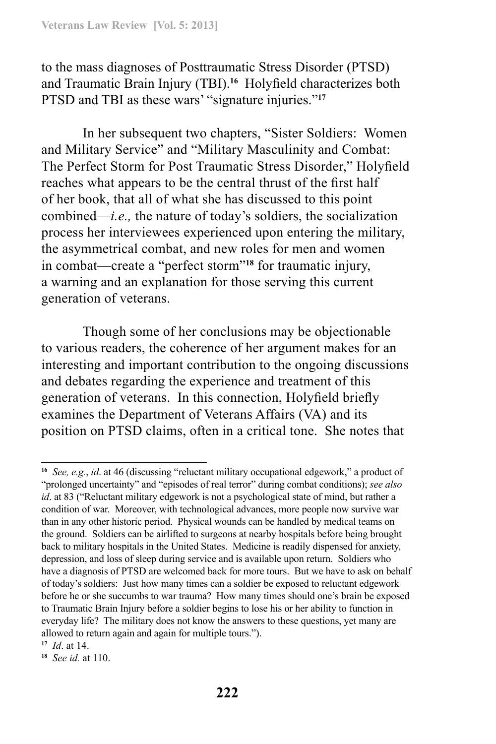to the mass diagnoses of Posttraumatic Stress Disorder (PTSD) and Traumatic Brain Injury (TBI).[16] Holyfield characterizes both PTSD and TBI as these wars' "signature injuries."[17]

In her subsequent two chapters, "Sister Soldiers: Women and Military Service" and "Military Masculinity and Combat: The Perfect Storm for Post Traumatic Stress Disorder," Holyfield reaches what appears to be the central thrust of the first half of her book, that all of what she has discussed to this point combined—*i.e.,* the nature of today's soldiers, the socialization process her interviewees experienced upon entering the military, the asymmetrical combat, and new roles for men and women in combat—create a "perfect storm"[18] for traumatic injury, a warning and an explanation for those serving this current generation of veterans.

Though some of her conclusions may be objectionable to various readers, the coherence of her argument makes for an interesting and important contribution to the ongoing discussions and debates regarding the experience and treatment of this generation of veterans. In this connection, Holyfield briefly examines the Department of Veterans Affairs (VA) and its position on PTSD claims, often in a critical tone. She notes that

---

[16] *See, e.g.*, *id*. at 46 (discussing "reluctant military occupational edgework," a product of "prolonged uncertainty" and "episodes of real terror" during combat conditions); *see also id*. at 83 ("Reluctant military edgework is not a psychological state of mind, but rather a condition of war. Moreover, with technological advances, more people now survive war than in any other historic period. Physical wounds can be handled by medical teams on the ground. Soldiers can be airlifted to surgeons at nearby hospitals before being brought back to military hospitals in the United States. Medicine is readily dispensed for anxiety, depression, and loss of sleep during service and is available upon return. Soldiers who have a diagnosis of PTSD are welcomed back for more tours. But we have to ask on behalf of today's soldiers: Just how many times can a soldier be exposed to reluctant edgework before he or she succumbs to war trauma? How many times should one's brain be exposed to Traumatic Brain Injury before a soldier begins to lose his or her ability to function in everyday life? The military does not know the answers to these questions, yet many are allowed to return again and again for multiple tours.").

[17] *Id*. at 14.

[18] *See id.* at 110.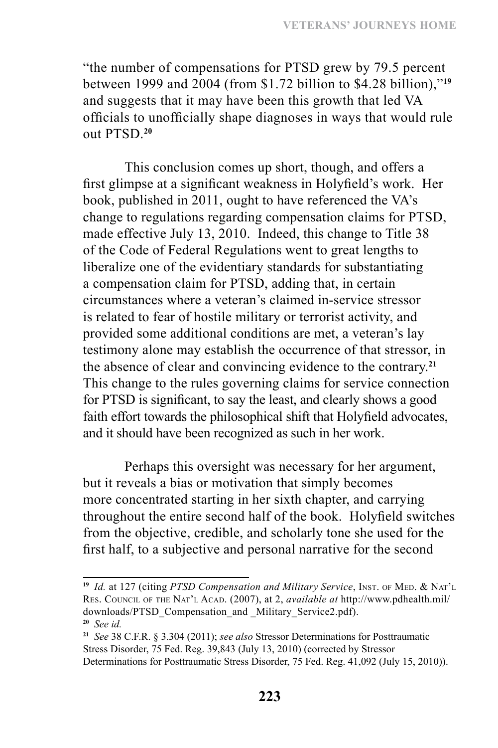"the number of compensations for PTSD grew by 79.5 percent between 1999 and 2004 (from $1.72 billion to $4.28 billion),"[19] and suggests that it may have been this growth that led VA officials to unofficially shape diagnoses in ways that would rule out PTSD.[20]

This conclusion comes up short, though, and offers a first glimpse at a significant weakness in Holyfield's work. Her book, published in 2011, ought to have referenced the VA's change to regulations regarding compensation claims for PTSD, made effective July 13, 2010. Indeed, this change to Title 38 of the Code of Federal Regulations went to great lengths to liberalize one of the evidentiary standards for substantiating a compensation claim for PTSD, adding that, in certain circumstances where a veteran's claimed in-service stressor is related to fear of hostile military or terrorist activity, and provided some additional conditions are met, a veteran's lay testimony alone may establish the occurrence of that stressor, in the absence of clear and convincing evidence to the contrary.[21] This change to the rules governing claims for service connection for PTSD is significant, to say the least, and clearly shows a good faith effort towards the philosophical shift that Holyfield advocates, and it should have been recognized as such in her work.

Perhaps this oversight was necessary for her argument, but it reveals a bias or motivation that simply becomes more concentrated starting in her sixth chapter, and carrying throughout the entire second half of the book. Holyfield switches from the objective, credible, and scholarly tone she used for the first half, to a subjective and personal narrative for the second

---

[19] *Id.* at 127 (citing *PTSD Compensation and Military Service*, Inst. of Med. & Nat'l Res. Council of the Nat'l Acad. (2007), at 2, *available at* http://www.pdhealth.mil/downloads/PTSD_Compensation_and _Military_Service2.pdf).

[20] *See id.*

[21] *See* 38 C.F.R. § 3.304 (2011); *see also* Stressor Determinations for Posttraumatic Stress Disorder, 75 Fed. Reg. 39,843 (July 13, 2010) (corrected by Stressor Determinations for Posttraumatic Stress Disorder, 75 Fed. Reg. 41,092 (July 15, 2010)).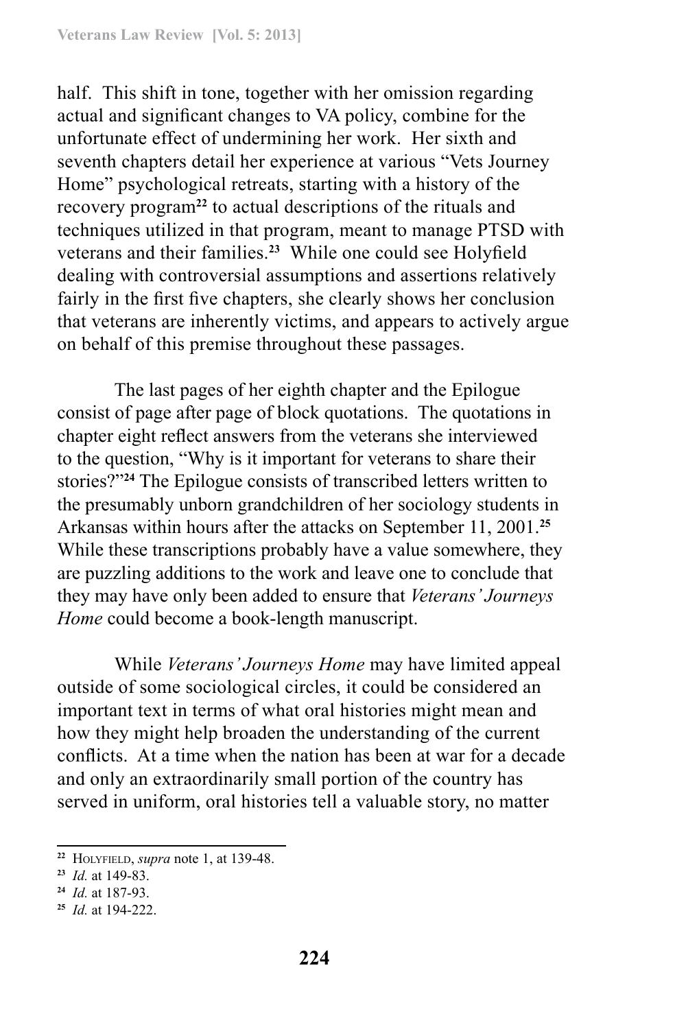half. This shift in tone, together with her omission regarding actual and significant changes to VA policy, combine for the unfortunate effect of undermining her work. Her sixth and seventh chapters detail her experience at various "Vets Journey Home" psychological retreats, starting with a history of the recovery program[22] to actual descriptions of the rituals and techniques utilized in that program, meant to manage PTSD with veterans and their families.[23] While one could see Holyfield dealing with controversial assumptions and assertions relatively fairly in the first five chapters, she clearly shows her conclusion that veterans are inherently victims, and appears to actively argue on behalf of this premise throughout these passages.

The last pages of her eighth chapter and the Epilogue consist of page after page of block quotations. The quotations in chapter eight reflect answers from the veterans she interviewed to the question, "Why is it important for veterans to share their stories?"[24] The Epilogue consists of transcribed letters written to the presumably unborn grandchildren of her sociology students in Arkansas within hours after the attacks on September 11, 2001.[25] While these transcriptions probably have a value somewhere, they are puzzling additions to the work and leave one to conclude that they may have only been added to ensure that *Veterans' Journeys Home* could become a book-length manuscript.

While *Veterans' Journeys Home* may have limited appeal outside of some sociological circles, it could be considered an important text in terms of what oral histories might mean and how they might help broaden the understanding of the current conflicts. At a time when the nation has been at war for a decade and only an extraordinarily small portion of the country has served in uniform, oral histories tell a valuable story, no matter

---

[22] HOLYFIELD, *supra* note 1, at 139-48.

[23] *Id.* at 149-83.

[24] *Id.* at 187-93.

[25] *Id.* at 194-222.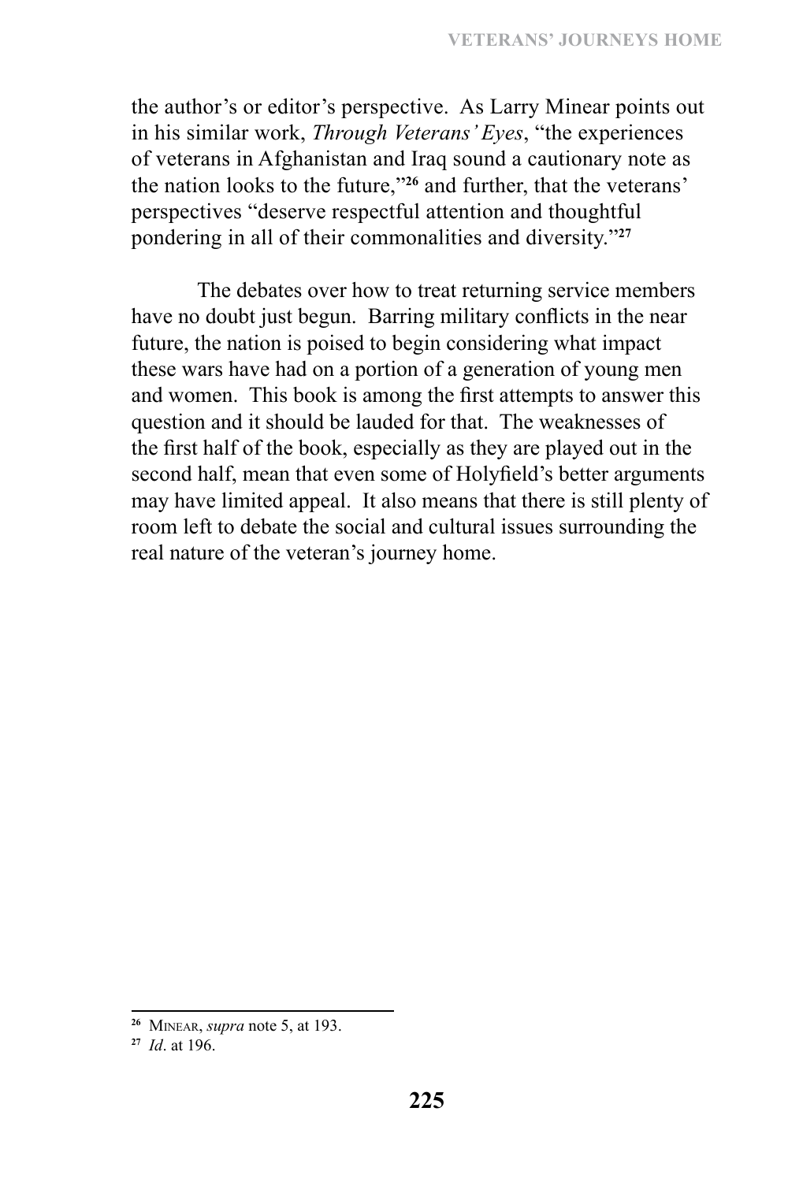the author's or editor's perspective. As Larry Minear points out in his similar work, *Through Veterans' Eyes*, "the experiences of veterans in Afghanistan and Iraq sound a cautionary note as the nation looks to the future,"[26] and further, that the veterans' perspectives "deserve respectful attention and thoughtful pondering in all of their commonalities and diversity."[27]

The debates over how to treat returning service members have no doubt just begun. Barring military conflicts in the near future, the nation is poised to begin considering what impact these wars have had on a portion of a generation of young men and women. This book is among the first attempts to answer this question and it should be lauded for that. The weaknesses of the first half of the book, especially as they are played out in the second half, mean that even some of Holyfield's better arguments may have limited appeal. It also means that there is still plenty of room left to debate the social and cultural issues surrounding the real nature of the veteran's journey home.

---

[26] Minear, *supra* note 5, at 193.

[27] *Id*. at 196.